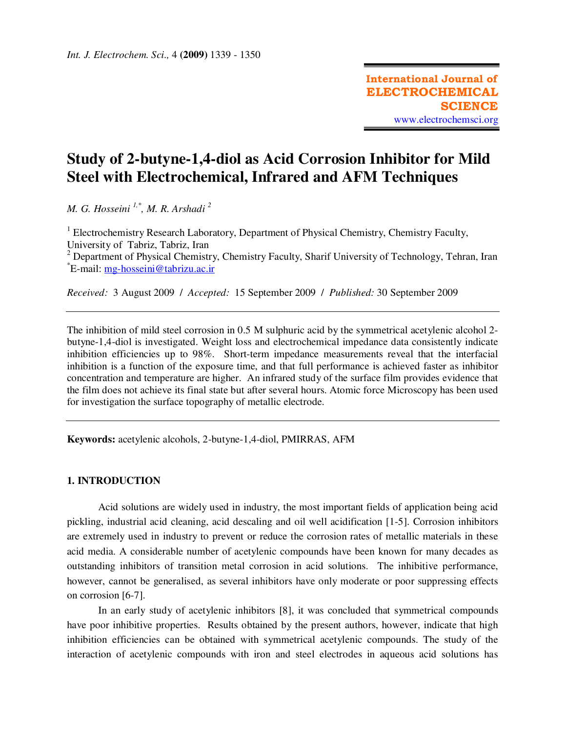# Study of 2-butyne-1,4-diol as Acid Corrosion Inhibitor for Mild Steel with Electrochemical, Infrared and AFM Techniques

*M. G. Hosseini [1,*], M. R. Arshadi [2]*

[1] Electrochemistry Research Laboratory, Department of Physical Chemistry, Chemistry Faculty, University of Tabriz, Tabriz, Iran
[2] Department of Physical Chemistry, Chemistry Faculty, Sharif University of Technology, Tehran, Iran
[*]E-mail: mg-hosseini@tabrizu.ac.ir

*Received:* 3 August 2009 / *Accepted:* 15 September 2009 / *Published:* 30 September 2009

---

The inhibition of mild steel corrosion in 0.5 M sulphuric acid by the symmetrical acetylenic alcohol 2-butyne-1,4-diol is investigated. Weight loss and electrochemical impedance data consistently indicate inhibition efficiencies up to 98%. Short-term impedance measurements reveal that the interfacial inhibition is a function of the exposure time, and that full performance is achieved faster as inhibitor concentration and temperature are higher. An infrared study of the surface film provides evidence that the film does not achieve its final state but after several hours. Atomic force Microscopy has been used for investigation the surface topography of metallic electrode.

---

**Keywords:** acetylenic alcohols, 2-butyne-1,4-diol, PMIRRAS, AFM

## 1. INTRODUCTION

Acid solutions are widely used in industry, the most important fields of application being acid pickling, industrial acid cleaning, acid descaling and oil well acidification [1-5]. Corrosion inhibitors are extremely used in industry to prevent or reduce the corrosion rates of metallic materials in these acid media. A considerable number of acetylenic compounds have been known for many decades as outstanding inhibitors of transition metal corrosion in acid solutions. The inhibitive performance, however, cannot be generalised, as several inhibitors have only moderate or poor suppressing effects on corrosion [6-7].

In an early study of acetylenic inhibitors [8], it was concluded that symmetrical compounds have poor inhibitive properties. Results obtained by the present authors, however, indicate that high inhibition efficiencies can be obtained with symmetrical acetylenic compounds. The study of the interaction of acetylenic compounds with iron and steel electrodes in aqueous acid solutions has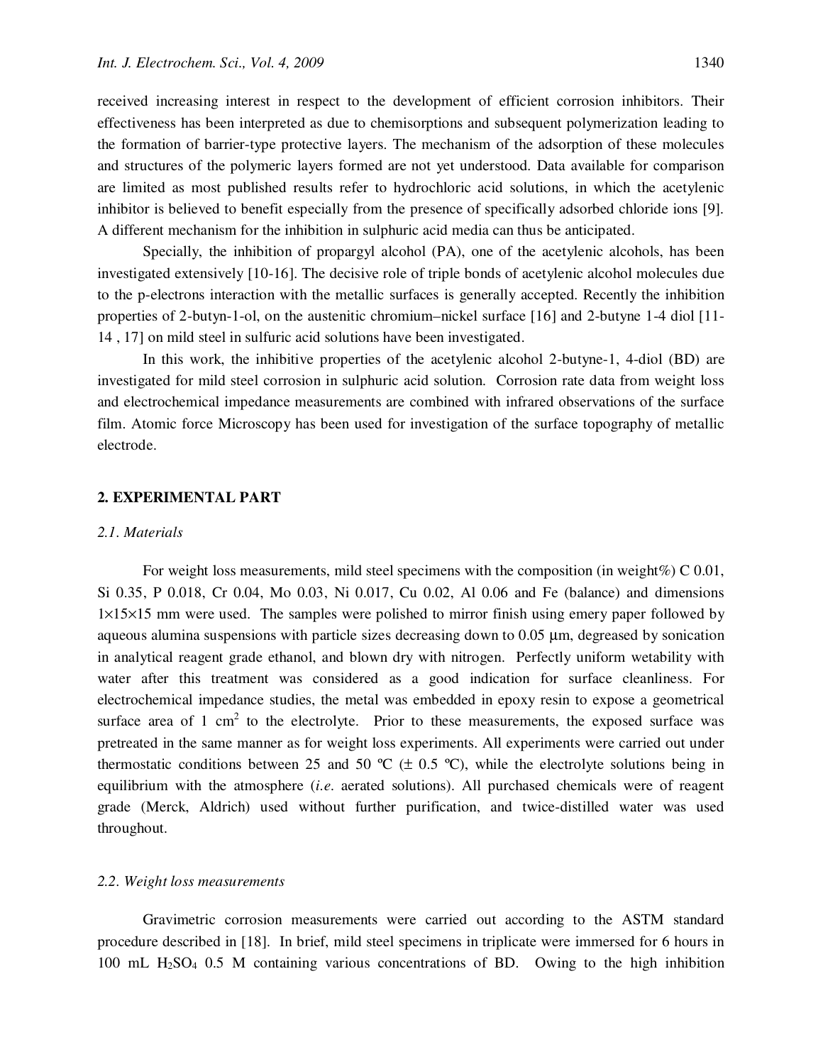received increasing interest in respect to the development of efficient corrosion inhibitors. Their effectiveness has been interpreted as due to chemisorptions and subsequent polymerization leading to the formation of barrier-type protective layers. The mechanism of the adsorption of these molecules and structures of the polymeric layers formed are not yet understood. Data available for comparison are limited as most published results refer to hydrochloric acid solutions, in which the acetylenic inhibitor is believed to benefit especially from the presence of specifically adsorbed chloride ions [9]. A different mechanism for the inhibition in sulphuric acid media can thus be anticipated.

Specially, the inhibition of propargyl alcohol (PA), one of the acetylenic alcohols, has been investigated extensively [10-16]. The decisive role of triple bonds of acetylenic alcohol molecules due to the p-electrons interaction with the metallic surfaces is generally accepted. Recently the inhibition properties of 2-butyn-1-ol, on the austenitic chromium–nickel surface [16] and 2-butyne 1-4 diol [11-14 , 17] on mild steel in sulfuric acid solutions have been investigated.

In this work, the inhibitive properties of the acetylenic alcohol 2-butyne-1, 4-diol (BD) are investigated for mild steel corrosion in sulphuric acid solution. Corrosion rate data from weight loss and electrochemical impedance measurements are combined with infrared observations of the surface film. Atomic force Microscopy has been used for investigation of the surface topography of metallic electrode.

## 2. EXPERIMENTAL PART

### 2.1. Materials

For weight loss measurements, mild steel specimens with the composition (in weight%) C 0.01, Si 0.35, P 0.018, Cr 0.04, Mo 0.03, Ni 0.017, Cu 0.02, Al 0.06 and Fe (balance) and dimensions 1×15×15 mm were used. The samples were polished to mirror finish using emery paper followed by aqueous alumina suspensions with particle sizes decreasing down to 0.05 µm, degreased by sonication in analytical reagent grade ethanol, and blown dry with nitrogen. Perfectly uniform wetability with water after this treatment was considered as a good indication for surface cleanliness. For electrochemical impedance studies, the metal was embedded in epoxy resin to expose a geometrical surface area of 1 $cm^2$ to the electrolyte. Prior to these measurements, the exposed surface was pretreated in the same manner as for weight loss experiments. All experiments were carried out under thermostatic conditions between 25 and 50 ºC (± 0.5 ºC), while the electrolyte solutions being in equilibrium with the atmosphere (*i.e.* aerated solutions). All purchased chemicals were of reagent grade (Merck, Aldrich) used without further purification, and twice-distilled water was used throughout.

### 2.2. Weight loss measurements

Gravimetric corrosion measurements were carried out according to the ASTM standard procedure described in [18]. In brief, mild steel specimens in triplicate were immersed for 6 hours in 100 mL $H_2SO_4$ 0.5 M containing various concentrations of BD. Owing to the high inhibition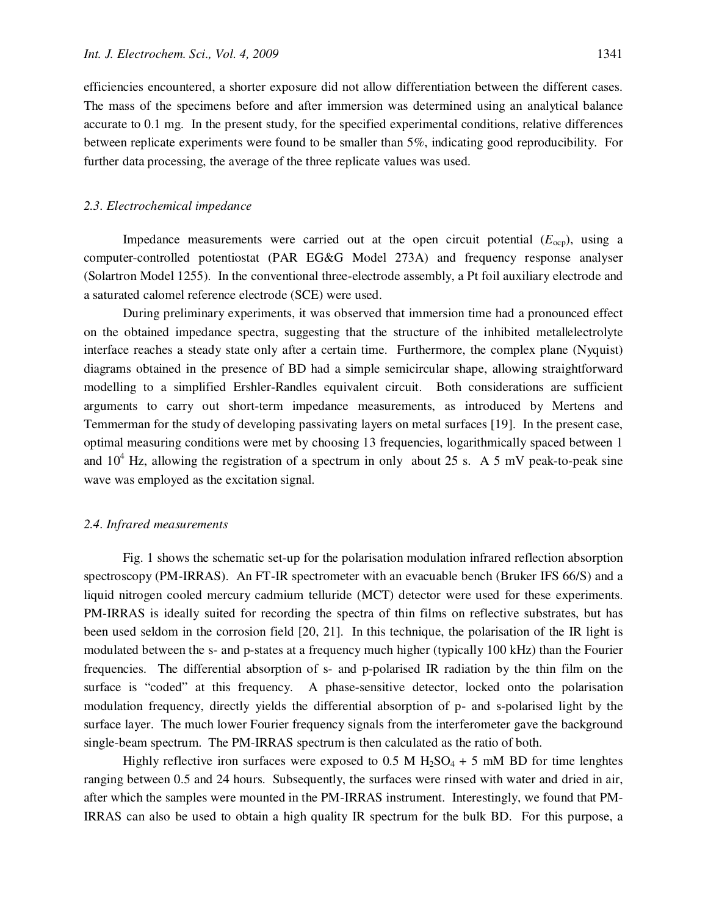efficiencies encountered, a shorter exposure did not allow differentiation between the different cases. The mass of the specimens before and after immersion was determined using an analytical balance accurate to 0.1 mg. In the present study, for the specified experimental conditions, relative differences between replicate experiments were found to be smaller than 5%, indicating good reproducibility. For further data processing, the average of the three replicate values was used.

### *2.3. Electrochemical impedance*

Impedance measurements were carried out at the open circuit potential ($E_{ocp}$), using a computer-controlled potentiostat (PAR EG&G Model 273A) and frequency response analyser (Solartron Model 1255). In the conventional three-electrode assembly, a Pt foil auxiliary electrode and a saturated calomel reference electrode (SCE) were used.

During preliminary experiments, it was observed that immersion time had a pronounced effect on the obtained impedance spectra, suggesting that the structure of the inhibited metal|electrolyte interface reaches a steady state only after a certain time. Furthermore, the complex plane (Nyquist) diagrams obtained in the presence of BD had a simple semicircular shape, allowing straightforward modelling to a simplified Ershler-Randles equivalent circuit. Both considerations are sufficient arguments to carry out short-term impedance measurements, as introduced by Mertens and Temmerman for the study of developing passivating layers on metal surfaces [19]. In the present case, optimal measuring conditions were met by choosing 13 frequencies, logarithmically spaced between 1 and $10^4$ Hz, allowing the registration of a spectrum in only about 25 s. A 5 mV peak-to-peak sine wave was employed as the excitation signal.

### *2.4. Infrared measurements*

Fig. 1 shows the schematic set-up for the polarisation modulation infrared reflection absorption spectroscopy (PM-IRRAS). An FT-IR spectrometer with an evacuable bench (Bruker IFS 66/S) and a liquid nitrogen cooled mercury cadmium telluride (MCT) detector were used for these experiments. PM-IRRAS is ideally suited for recording the spectra of thin films on reflective substrates, but has been used seldom in the corrosion field [20, 21]. In this technique, the polarisation of the IR light is modulated between the s- and p-states at a frequency much higher (typically 100 kHz) than the Fourier frequencies. The differential absorption of s- and p-polarised IR radiation by the thin film on the surface is "coded" at this frequency. A phase-sensitive detector, locked onto the polarisation modulation frequency, directly yields the differential absorption of p- and s-polarised light by the surface layer. The much lower Fourier frequency signals from the interferometer gave the background single-beam spectrum. The PM-IRRAS spectrum is then calculated as the ratio of both.

Highly reflective iron surfaces were exposed to 0.5 M $H_2SO_4$ + 5 mM BD for time lenghtes ranging between 0.5 and 24 hours. Subsequently, the surfaces were rinsed with water and dried in air, after which the samples were mounted in the PM-IRRAS instrument. Interestingly, we found that PM-IRRAS can also be used to obtain a high quality IR spectrum for the bulk BD. For this purpose, a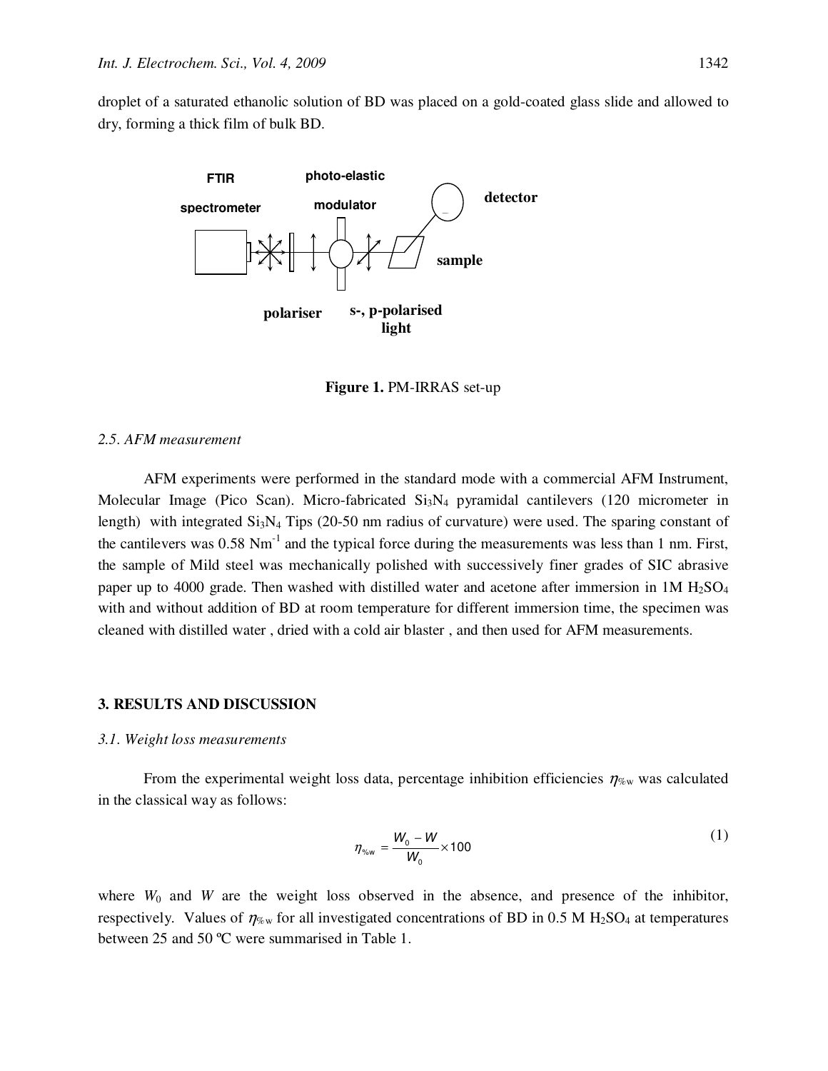droplet of a saturated ethanolic solution of BD was placed on a gold-coated glass slide and allowed to dry, forming a thick film of bulk BD.

**Figure 1.** PM-IRRAS set-up

### *2.5. AFM measurement*

AFM experiments were performed in the standard mode with a commercial AFM Instrument, Molecular Image (Pico Scan). Micro-fabricated $Si_3N_4$ pyramidal cantilevers (120 micrometer in length) with integrated $Si_3N_4$ Tips (20-50 nm radius of curvature) were used. The sparing constant of the cantilevers was 0.58 $Nm^{-1}$ and the typical force during the measurements was less than 1 nm. First, the sample of Mild steel was mechanically polished with successively finer grades of SIC abrasive paper up to 4000 grade. Then washed with distilled water and acetone after immersion in 1M $H_2SO_4$ with and without addition of BD at room temperature for different immersion time, the specimen was cleaned with distilled water , dried with a cold air blaster , and then used for AFM measurements.

## 3. RESULTS AND DISCUSSION

### *3.1. Weight loss measurements*

From the experimental weight loss data, percentage inhibition efficiencies $\eta_{\%w}$ was calculated in the classical way as follows:

$$\eta_{\%w} = \frac{W_0 - W}{W_0} \times 100 \tag{1}$$

where $W_0$ and $W$ are the weight loss observed in the absence, and presence of the inhibitor, respectively. Values of $\eta_{\%w}$ for all investigated concentrations of BD in 0.5 M $H_2SO_4$ at temperatures between 25 and 50 ºC were summarised in Table 1.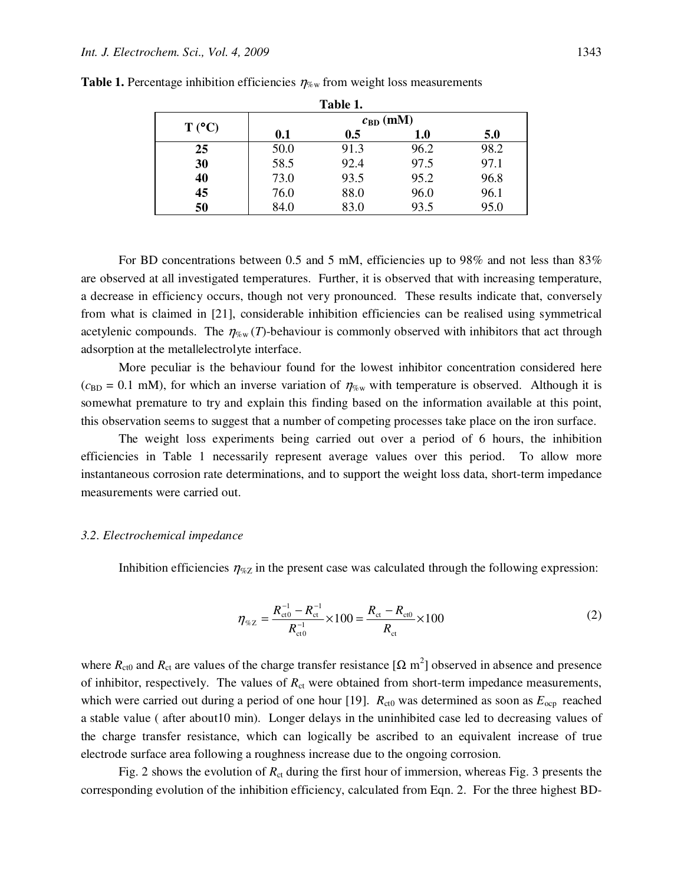**Table 1.** Percentage inhibition efficiencies $\eta_{\%w}$ from weight loss measurements

**Table 1.**

| **T (°C)** | **$c_{BD}$ (mM)** | | | |
|---|---|---|---|---|
| | **0.1** | **0.5** | **1.0** | **5.0** |
| **25** | 50.0 | 91.3 | 96.2 | 98.2 |
| **30** | 58.5 | 92.4 | 97.5 | 97.1 |
| **40** | 73.0 | 93.5 | 95.2 | 96.8 |
| **45** | 76.0 | 88.0 | 96.0 | 96.1 |
| **50** | 84.0 | 83.0 | 93.5 | 95.0 |

For BD concentrations between 0.5 and 5 mM, efficiencies up to 98% and not less than 83% are observed at all investigated temperatures. Further, it is observed that with increasing temperature, a decrease in efficiency occurs, though not very pronounced. These results indicate that, conversely from what is claimed in [21], considerable inhibition efficiencies can be realised using symmetrical acetylenic compounds. The $\eta_{\%w}(T)$-behaviour is commonly observed with inhibitors that act through adsorption at the metal|electrolyte interface.

More peculiar is the behaviour found for the lowest inhibitor concentration considered here ($c_{BD}$ = 0.1 mM), for which an inverse variation of $\eta_{\%w}$ with temperature is observed. Although it is somewhat premature to try and explain this finding based on the information available at this point, this observation seems to suggest that a number of competing processes take place on the iron surface.

The weight loss experiments being carried out over a period of 6 hours, the inhibition efficiencies in Table 1 necessarily represent average values over this period. To allow more instantaneous corrosion rate determinations, and to support the weight loss data, short-term impedance measurements were carried out.

### *3.2. Electrochemical impedance*

Inhibition efficiencies $\eta_{\%Z}$ in the present case was calculated through the following expression:

$$\eta_{\%Z} = \frac{R_{ct0}^{-1} - R_{ct}^{-1}}{R_{ct0}^{-1}} \times 100 = \frac{R_{ct} - R_{ct0}}{R_{ct}} \times 100 \tag{2}$$

where $R_{ct0}$ and $R_{ct}$ are values of the charge transfer resistance [$\Omega$ m$^2$] observed in absence and presence of inhibitor, respectively. The values of $R_{ct}$ were obtained from short-term impedance measurements, which were carried out during a period of one hour [19]. $R_{ct0}$ was determined as soon as $E_{ocp}$ reached a stable value ( after about10 min). Longer delays in the uninhibited case led to decreasing values of the charge transfer resistance, which can logically be ascribed to an equivalent increase of true electrode surface area following a roughness increase due to the ongoing corrosion.

Fig. 2 shows the evolution of $R_{ct}$ during the first hour of immersion, whereas Fig. 3 presents the corresponding evolution of the inhibition efficiency, calculated from Eqn. 2. For the three highest BD-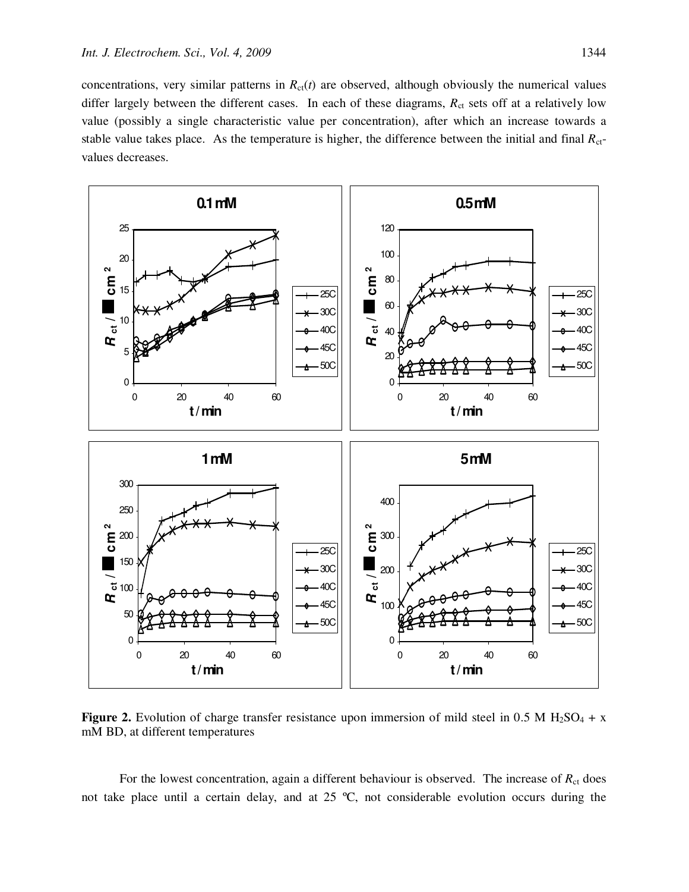concentrations, very similar patterns in $R_{ct}(t)$ are observed, although obviously the numerical values differ largely between the different cases. In each of these diagrams, $R_{ct}$ sets off at a relatively low value (possibly a single characteristic value per concentration), after which an increase towards a stable value takes place. As the temperature is higher, the difference between the initial and final $R_{ct}$-values decreases.

**Figure 2.** Evolution of charge transfer resistance upon immersion of mild steel in 0.5 M $H_2SO_4$ + x mM BD, at different temperatures

For the lowest concentration, again a different behaviour is observed. The increase of $R_{ct}$ does not take place until a certain delay, and at 25 ºC, not considerable evolution occurs during the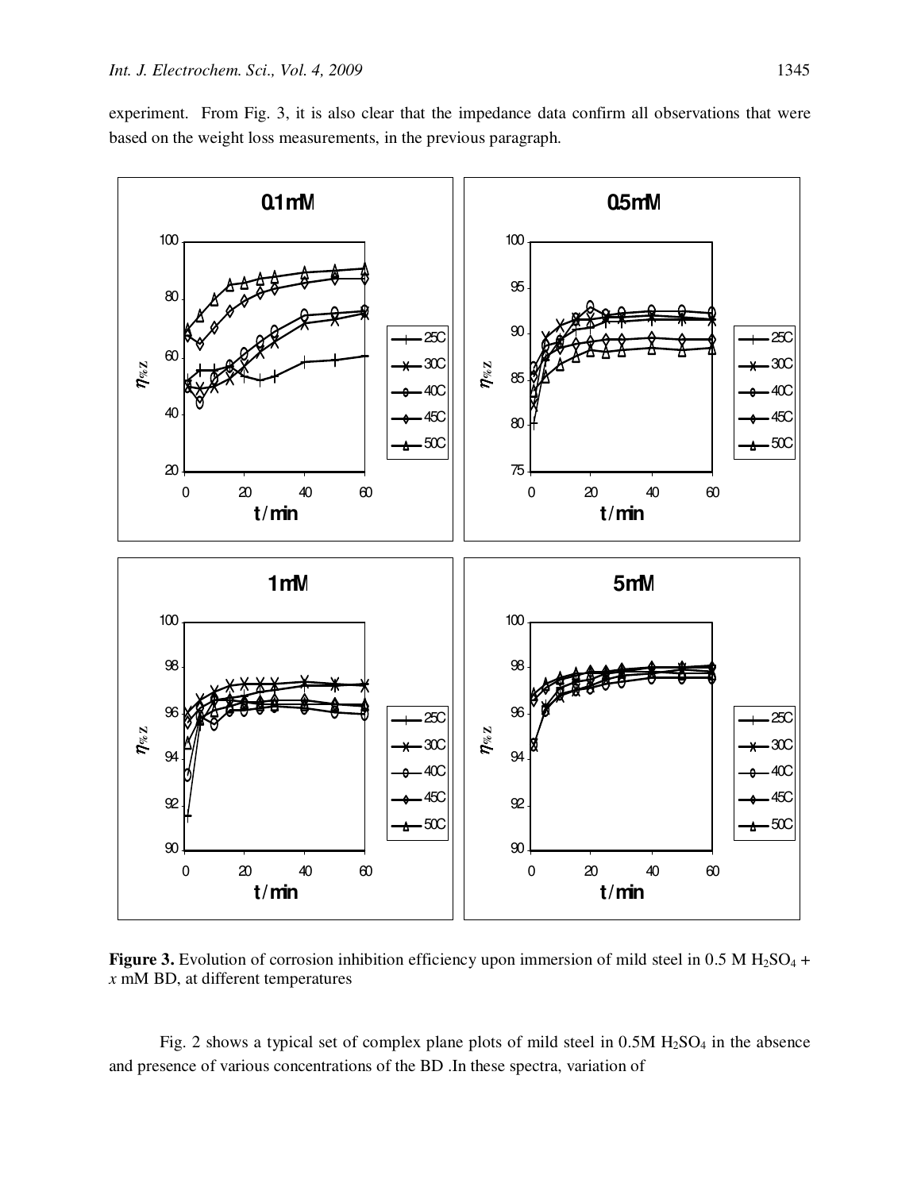experiment. From Fig. 3, it is also clear that the impedance data confirm all observations that were based on the weight loss measurements, in the previous paragraph.

**Figure 3.** Evolution of corrosion inhibition efficiency upon immersion of mild steel in 0.5 M $H_2SO_4$ + *x* mM BD, at different temperatures

Fig. 2 shows a typical set of complex plane plots of mild steel in 0.5M $H_2SO_4$ in the absence and presence of various concentrations of the BD .In these spectra, variation of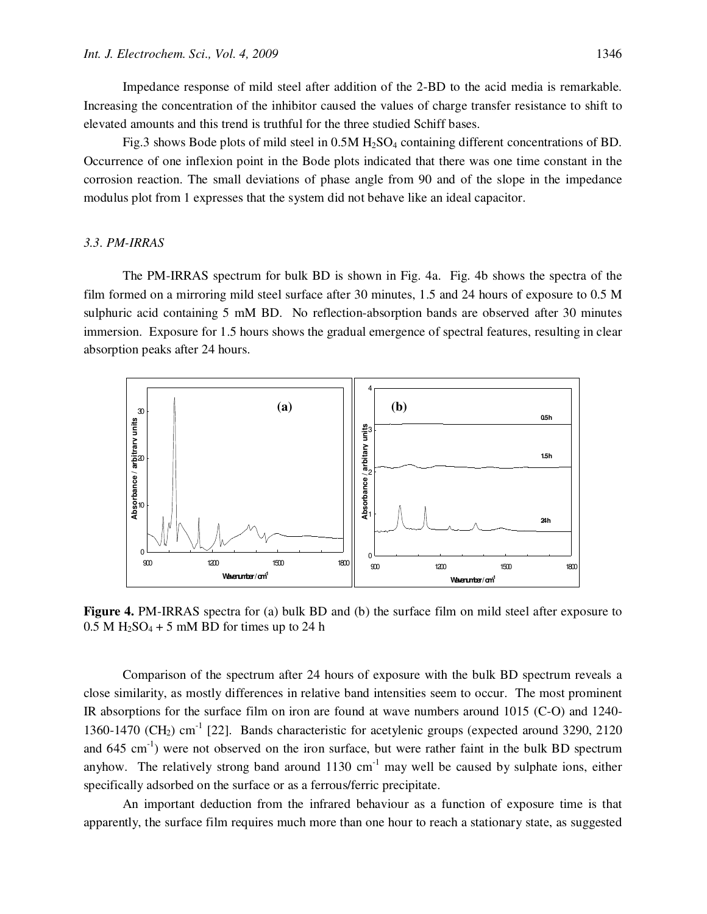Impedance response of mild steel after addition of the 2-BD to the acid media is remarkable. Increasing the concentration of the inhibitor caused the values of charge transfer resistance to shift to elevated amounts and this trend is truthful for the three studied Schiff bases.

Fig.3 shows Bode plots of mild steel in 0.5M $H_2SO_4$ containing different concentrations of BD. Occurrence of one inflexion point in the Bode plots indicated that there was one time constant in the corrosion reaction. The small deviations of phase angle from 90 and of the slope in the impedance modulus plot from 1 expresses that the system did not behave like an ideal capacitor.

### *3.3. PM-IRRAS*

The PM-IRRAS spectrum for bulk BD is shown in Fig. 4a. Fig. 4b shows the spectra of the film formed on a mirroring mild steel surface after 30 minutes, 1.5 and 24 hours of exposure to 0.5 M sulphuric acid containing 5 mM BD. No reflection-absorption bands are observed after 30 minutes immersion. Exposure for 1.5 hours shows the gradual emergence of spectral features, resulting in clear absorption peaks after 24 hours.

**Figure 4.** PM-IRRAS spectra for (a) bulk BD and (b) the surface film on mild steel after exposure to 0.5 M $H_2SO_4$ + 5 mM BD for times up to 24 h

Comparison of the spectrum after 24 hours of exposure with the bulk BD spectrum reveals a close similarity, as mostly differences in relative band intensities seem to occur. The most prominent IR absorptions for the surface film on iron are found at wave numbers around 1015 (C-O) and 1240-1360-1470 ($CH_2$) $cm^{-1}$ [22]. Bands characteristic for acetylenic groups (expected around 3290, 2120 and 645 $cm^{-1}$) were not observed on the iron surface, but were rather faint in the bulk BD spectrum anyhow. The relatively strong band around 1130 $cm^{-1}$ may well be caused by sulphate ions, either specifically adsorbed on the surface or as a ferrous/ferric precipitate.

An important deduction from the infrared behaviour as a function of exposure time is that apparently, the surface film requires much more than one hour to reach a stationary state, as suggested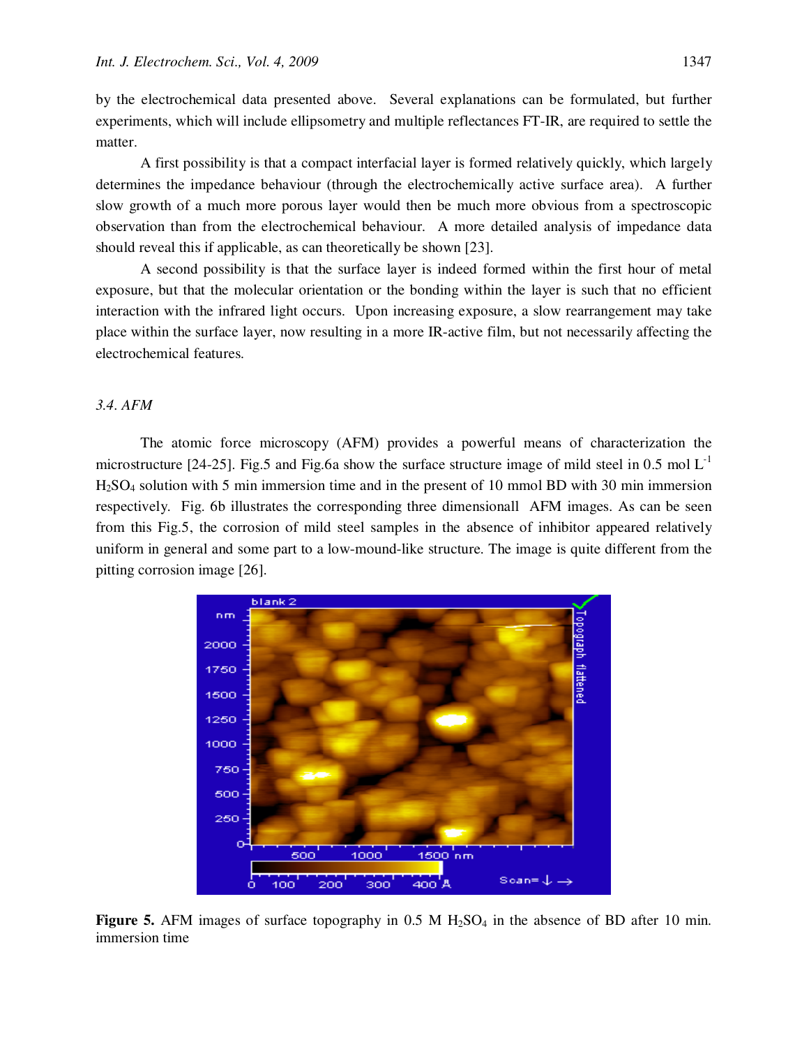by the electrochemical data presented above. Several explanations can be formulated, but further experiments, which will include ellipsometry and multiple reflectances FT-IR, are required to settle the matter.

A first possibility is that a compact interfacial layer is formed relatively quickly, which largely determines the impedance behaviour (through the electrochemically active surface area). A further slow growth of a much more porous layer would then be much more obvious from a spectroscopic observation than from the electrochemical behaviour. A more detailed analysis of impedance data should reveal this if applicable, as can theoretically be shown [23].

A second possibility is that the surface layer is indeed formed within the first hour of metal exposure, but that the molecular orientation or the bonding within the layer is such that no efficient interaction with the infrared light occurs. Upon increasing exposure, a slow rearrangement may take place within the surface layer, now resulting in a more IR-active film, but not necessarily affecting the electrochemical features.

### *3.4. AFM*

The atomic force microscopy (AFM) provides a powerful means of characterization the microstructure [24-25]. Fig.5 and Fig.6a show the surface structure image of mild steel in 0.5 mol $L^{-1}$ $H_2SO_4$ solution with 5 min immersion time and in the present of 10 mmol BD with 30 min immersion respectively. Fig. 6b illustrates the corresponding three dimensionall AFM images. As can be seen from this Fig.5, the corrosion of mild steel samples in the absence of inhibitor appeared relatively uniform in general and some part to a low-mound-like structure. The image is quite different from the pitting corrosion image [26].

**Figure 5.** AFM images of surface topography in 0.5 M $H_2SO_4$ in the absence of BD after 10 min. immersion time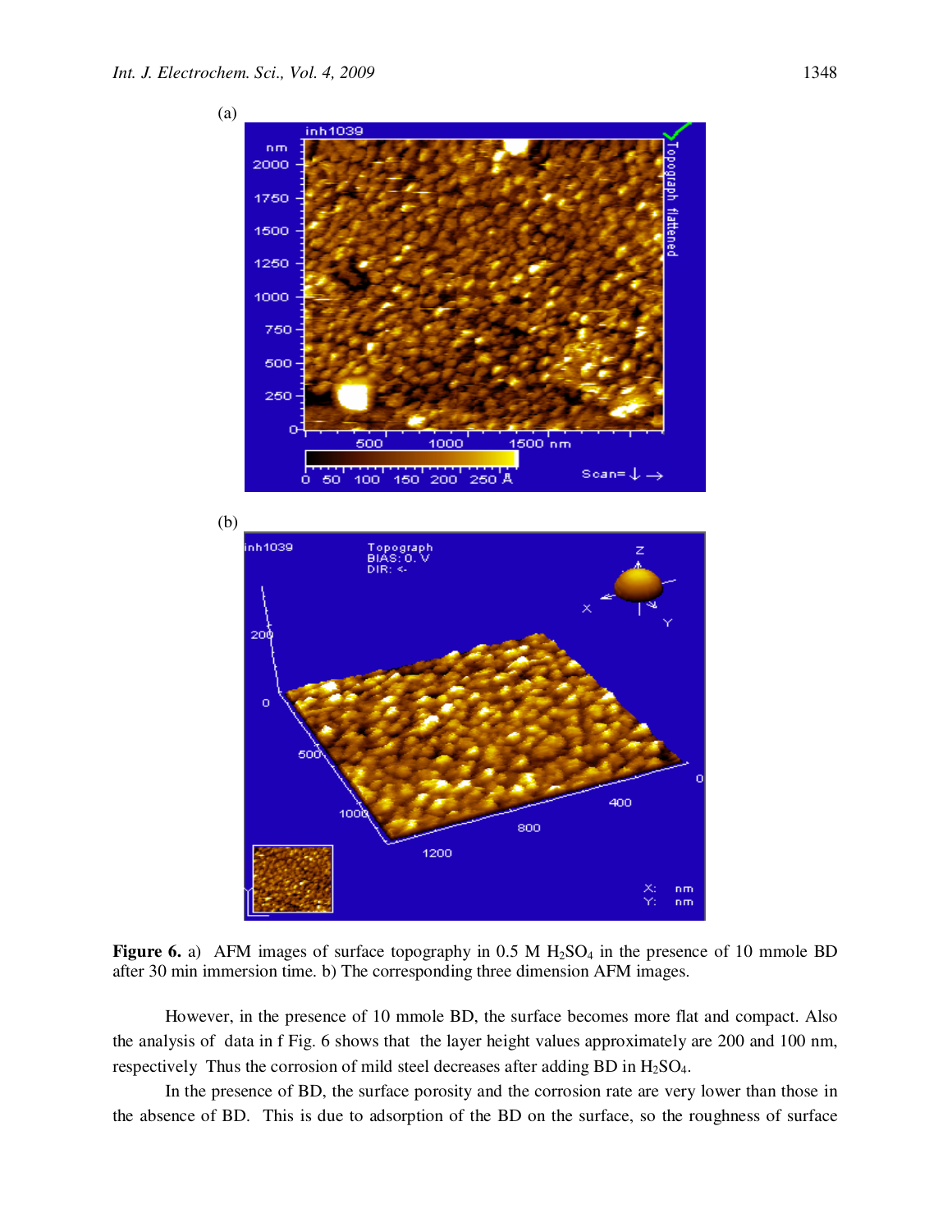(a)

(b)

**Figure 6.** a) AFM images of surface topography in 0.5 M $H_2SO_4$ in the presence of 10 mmole BD after 30 min immersion time. b) The corresponding three dimension AFM images.

However, in the presence of 10 mmole BD, the surface becomes more flat and compact. Also the analysis of data in f Fig. 6 shows that the layer height values approximately are 200 and 100 nm, respectively Thus the corrosion of mild steel decreases after adding BD in $H_2SO_4$.

In the presence of BD, the surface porosity and the corrosion rate are very lower than those in the absence of BD. This is due to adsorption of the BD on the surface, so the roughness of surface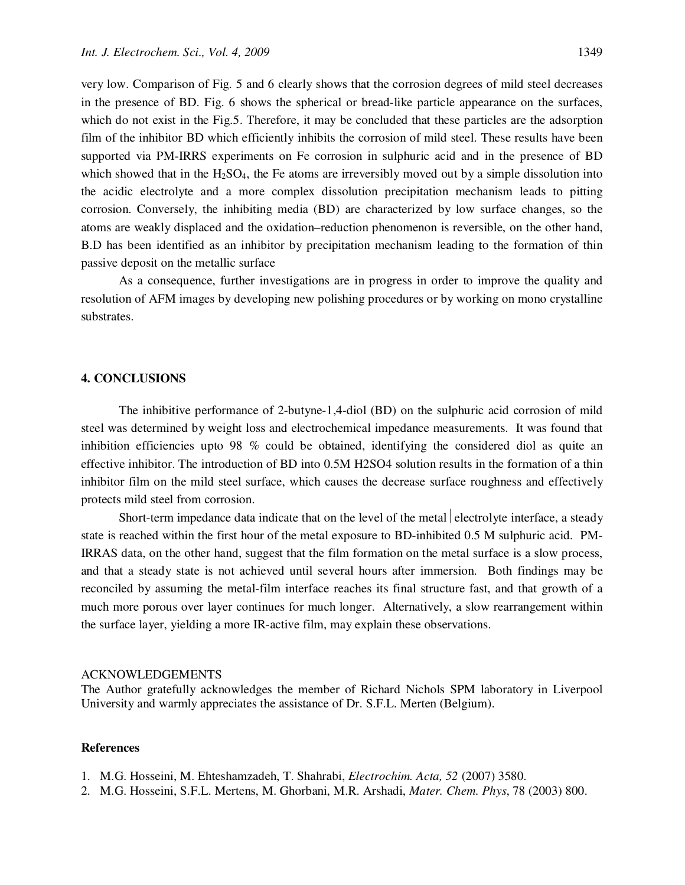very low. Comparison of Fig. 5 and 6 clearly shows that the corrosion degrees of mild steel decreases in the presence of BD. Fig. 6 shows the spherical or bread-like particle appearance on the surfaces, which do not exist in the Fig.5. Therefore, it may be concluded that these particles are the adsorption film of the inhibitor BD which efficiently inhibits the corrosion of mild steel. These results have been supported via PM-IRRS experiments on Fe corrosion in sulphuric acid and in the presence of BD which showed that in the $H_2SO_4$, the Fe atoms are irreversibly moved out by a simple dissolution into the acidic electrolyte and a more complex dissolution precipitation mechanism leads to pitting corrosion. Conversely, the inhibiting media (BD) are characterized by low surface changes, so the atoms are weakly displaced and the oxidation–reduction phenomenon is reversible, on the other hand, B.D has been identified as an inhibitor by precipitation mechanism leading to the formation of thin passive deposit on the metallic surface

As a consequence, further investigations are in progress in order to improve the quality and resolution of AFM images by developing new polishing procedures or by working on mono crystalline substrates.

## 4. CONCLUSIONS

The inhibitive performance of 2-butyne-1,4-diol (BD) on the sulphuric acid corrosion of mild steel was determined by weight loss and electrochemical impedance measurements. It was found that inhibition efficiencies upto 98 % could be obtained, identifying the considered diol as quite an effective inhibitor. The introduction of BD into 0.5M H2SO4 solution results in the formation of a thin inhibitor film on the mild steel surface, which causes the decrease surface roughness and effectively protects mild steel from corrosion.

Short-term impedance data indicate that on the level of the metal│electrolyte interface, a steady state is reached within the first hour of the metal exposure to BD-inhibited 0.5 M sulphuric acid. PM-IRRAS data, on the other hand, suggest that the film formation on the metal surface is a slow process, and that a steady state is not achieved until several hours after immersion. Both findings may be reconciled by assuming the metal-film interface reaches its final structure fast, and that growth of a much more porous over layer continues for much longer. Alternatively, a slow rearrangement within the surface layer, yielding a more IR-active film, may explain these observations.

ACKNOWLEDGEMENTS

The Author gratefully acknowledges the member of Richard Nichols SPM laboratory in Liverpool University and warmly appreciates the assistance of Dr. S.F.L. Merten (Belgium).

### References

1. M.G. Hosseini, M. Ehteshamzadeh, T. Shahrabi, *Electrochim. Acta, 52* (2007) 3580.
2. M.G. Hosseini, S.F.L. Mertens, M. Ghorbani, M.R. Arshadi, *Mater. Chem. Phys*, 78 (2003) 800.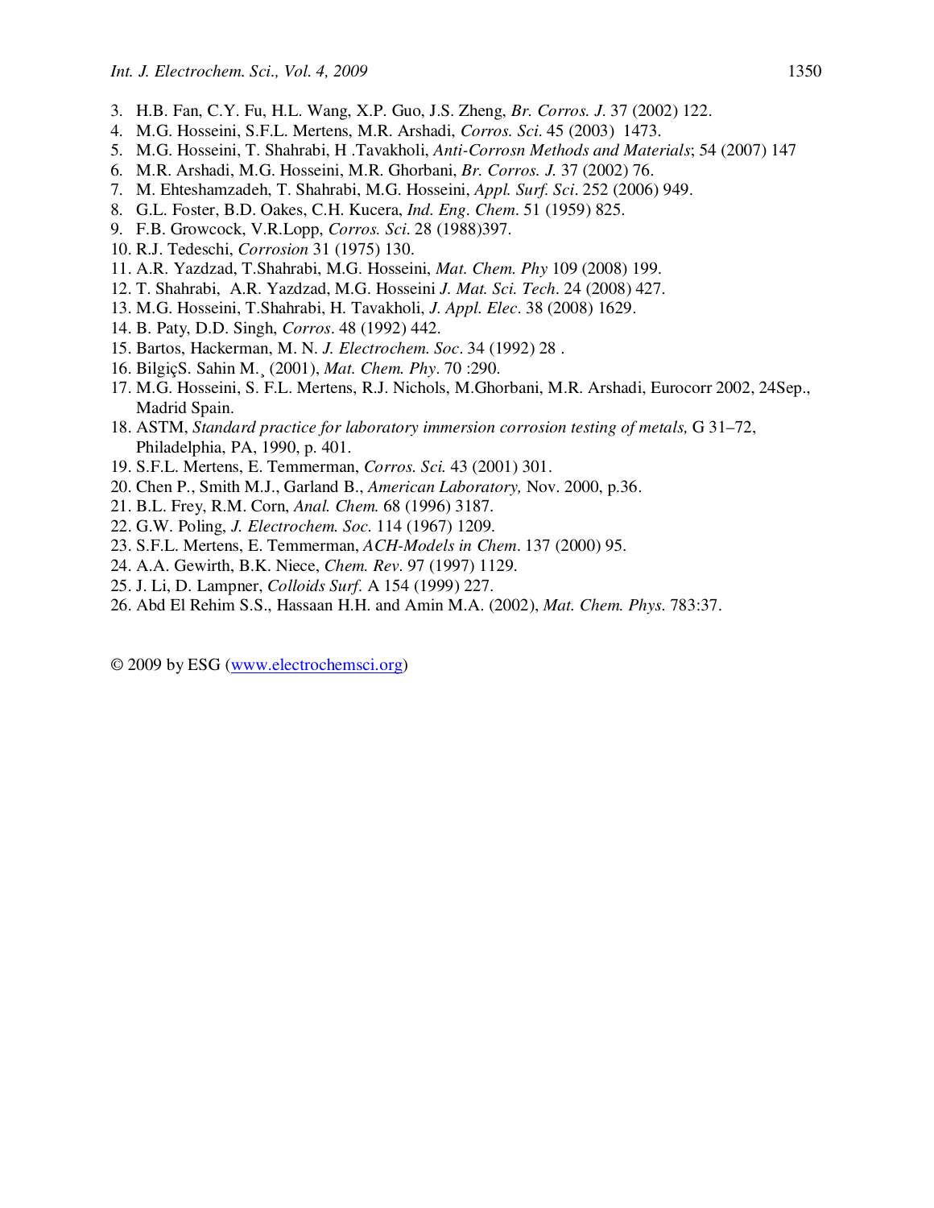3. H.B. Fan, C.Y. Fu, H.L. Wang, X.P. Guo, J.S. Zheng, *Br. Corros. J*. 37 (2002) 122.
4. M.G. Hosseini, S.F.L. Mertens, M.R. Arshadi, *Corros. Sci*. 45 (2003) 1473.
5. M.G. Hosseini, T. Shahrabi, H .Tavakholi, *Anti-Corrosn Methods and Materials*; 54 (2007) 147
6. M.R. Arshadi, M.G. Hosseini, M.R. Ghorbani, *Br. Corros. J.* 37 (2002) 76.
7. M. Ehteshamzadeh, T. Shahrabi, M.G. Hosseini, *Appl. Surf. Sci*. 252 (2006) 949.
8. G.L. Foster, B.D. Oakes, C.H. Kucera, *Ind. Eng. Chem*. 51 (1959) 825.
9. F.B. Growcock, V.R.Lopp, *Corros. Sci*. 28 (1988)397.
10. R.J. Tedeschi, *Corrosion* 31 (1975) 130.
11. A.R. Yazdzad, T.Shahrabi, M.G. Hosseini, *Mat. Chem. Phy* 109 (2008) 199.
12. T. Shahrabi, A.R. Yazdzad, M.G. Hosseini *J. Mat. Sci. Tech*. 24 (2008) 427.
13. M.G. Hosseini, T.Shahrabi, H. Tavakholi, *J. Appl. Elec*. 38 (2008) 1629.
14. B. Paty, D.D. Singh, *Corros*. 48 (1992) 442.
15. Bartos, Hackerman, M. N. *J. Electrochem. Soc*. 34 (1992) 28 .
16. BilgiçS. Sahin M.¸ (2001), *Mat. Chem. Phy*. 70 :290.
17. M.G. Hosseini, S. F.L. Mertens, R.J. Nichols, M.Ghorbani, M.R. Arshadi, Eurocorr 2002, 24Sep., Madrid Spain.
18. ASTM, *Standard practice for laboratory immersion corrosion testing of metals,* G 31–72, Philadelphia, PA, 1990, p. 401.
19. S.F.L. Mertens, E. Temmerman, *Corros. Sci.* 43 (2001) 301.
20. Chen P., Smith M.J., Garland B., *American Laboratory,* Nov. 2000, p.36.
21. B.L. Frey, R.M. Corn, *Anal. Chem.* 68 (1996) 3187.
22. G.W. Poling, *J. Electrochem. Soc*. 114 (1967) 1209.
23. S.F.L. Mertens, E. Temmerman, *ACH-Models in Chem*. 137 (2000) 95.
24. A.A. Gewirth, B.K. Niece, *Chem. Rev*. 97 (1997) 1129.
25. J. Li, D. Lampner, *Colloids Surf.* A 154 (1999) 227.
26. Abd El Rehim S.S., Hassaan H.H. and Amin M.A. (2002), *Mat. Chem. Phys*. 783:37.

© 2009 by ESG (www.electrochemsci.org)